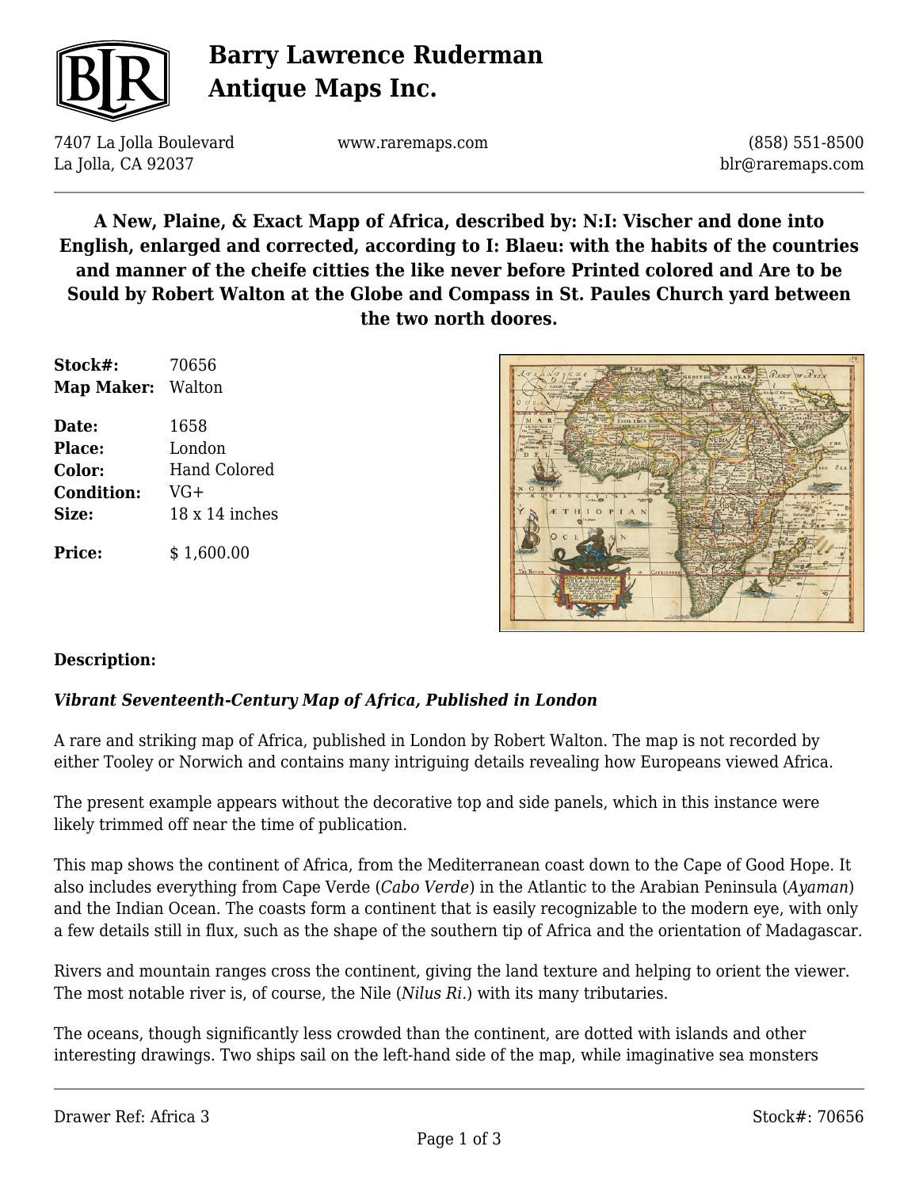# Barry Lawrence Ruderman Antique Maps Inc.

7407 La Jolla Boulevard
La Jolla, CA 92037

www.raremaps.com

(858) 551-8500
blr@raremaps.com

## A New, Plaine, & Exact Mapp of Africa, described by: N:I: Vischer and done into English, enlarged and corrected, according to I: Blaeu: with the habits of the countries and manner of the cheife citties the like never before Printed colored and Are to be Sould by Robert Walton at the Globe and Compass in St. Paules Church yard between the two north doores.

| | |
|---|---|
| **Stock#:** | 70656 |
| **Map Maker:** | Walton |
| **Date:** | 1658 |
| **Place:** | London |
| **Color:** | Hand Colored |
| **Condition:** | VG+ |
| **Size:** | 18 x 14 inches |
| **Price:** | $ 1,600.00 |

**Description:**

***Vibrant Seventeenth-Century Map of Africa, Published in London***

A rare and striking map of Africa, published in London by Robert Walton. The map is not recorded by either Tooley or Norwich and contains many intriguing details revealing how Europeans viewed Africa.

The present example appears without the decorative top and side panels, which in this instance were likely trimmed off near the time of publication.

This map shows the continent of Africa, from the Mediterranean coast down to the Cape of Good Hope. It also includes everything from Cape Verde (*Cabo Verde*) in the Atlantic to the Arabian Peninsula (*Ayaman*) and the Indian Ocean. The coasts form a continent that is easily recognizable to the modern eye, with only a few details still in flux, such as the shape of the southern tip of Africa and the orientation of Madagascar.

Rivers and mountain ranges cross the continent, giving the land texture and helping to orient the viewer. The most notable river is, of course, the Nile (*Nilus Ri.*) with its many tributaries.

The oceans, though significantly less crowded than the continent, are dotted with islands and other interesting drawings. Two ships sail on the left-hand side of the map, while imaginative sea monsters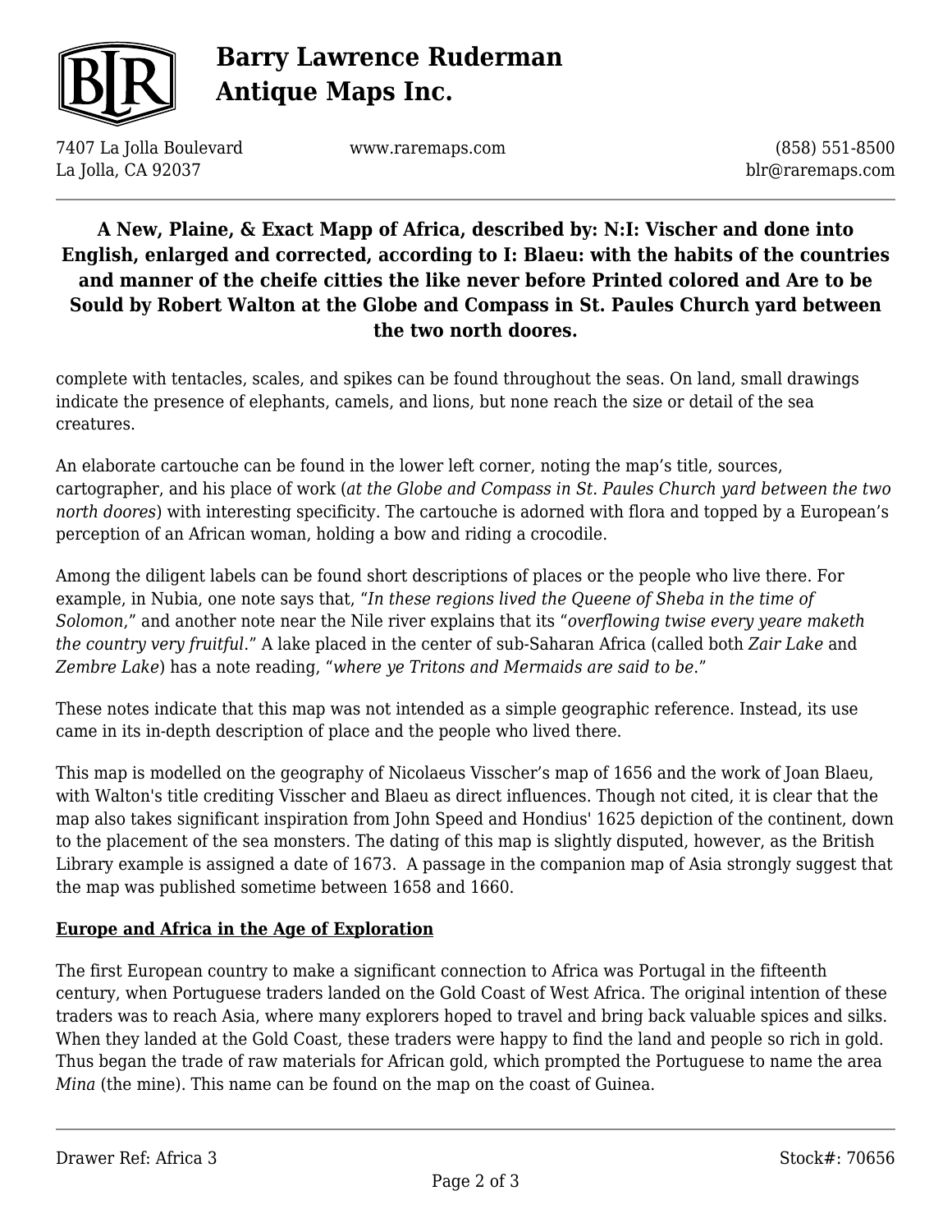**A New, Plaine, & Exact Mapp of Africa, described by: N:I: Vischer and done into English, enlarged and corrected, according to I: Blaeu: with the habits of the countries and manner of the cheife citties the like never before Printed colored and Are to be Sould by Robert Walton at the Globe and Compass in St. Paules Church yard between the two north doores.**

complete with tentacles, scales, and spikes can be found throughout the seas. On land, small drawings indicate the presence of elephants, camels, and lions, but none reach the size or detail of the sea creatures.

An elaborate cartouche can be found in the lower left corner, noting the map's title, sources, cartographer, and his place of work (*at the Globe and Compass in St. Paules Church yard between the two north doores*) with interesting specificity. The cartouche is adorned with flora and topped by a European's perception of an African woman, holding a bow and riding a crocodile.

Among the diligent labels can be found short descriptions of places or the people who live there. For example, in Nubia, one note says that, "*In these regions lived the Queene of Sheba in the time of Solomon*," and another note near the Nile river explains that its "*overflowing twise every yeare maketh the country very fruitful*." A lake placed in the center of sub-Saharan Africa (called both *Zair Lake* and *Zembre Lake*) has a note reading, "*where ye Tritons and Mermaids are said to be*."

These notes indicate that this map was not intended as a simple geographic reference. Instead, its use came in its in-depth description of place and the people who lived there.

This map is modelled on the geography of Nicolaeus Visscher's map of 1656 and the work of Joan Blaeu, with Walton's title crediting Visscher and Blaeu as direct influences. Though not cited, it is clear that the map also takes significant inspiration from John Speed and Hondius' 1625 depiction of the continent, down to the placement of the sea monsters. The dating of this map is slightly disputed, however, as the British Library example is assigned a date of 1673. A passage in the companion map of Asia strongly suggest that the map was published sometime between 1658 and 1660.

## Europe and Africa in the Age of Exploration

The first European country to make a significant connection to Africa was Portugal in the fifteenth century, when Portuguese traders landed on the Gold Coast of West Africa. The original intention of these traders was to reach Asia, where many explorers hoped to travel and bring back valuable spices and silks. When they landed at the Gold Coast, these traders were happy to find the land and people so rich in gold. Thus began the trade of raw materials for African gold, which prompted the Portuguese to name the area *Mina* (the mine). This name can be found on the map on the coast of Guinea.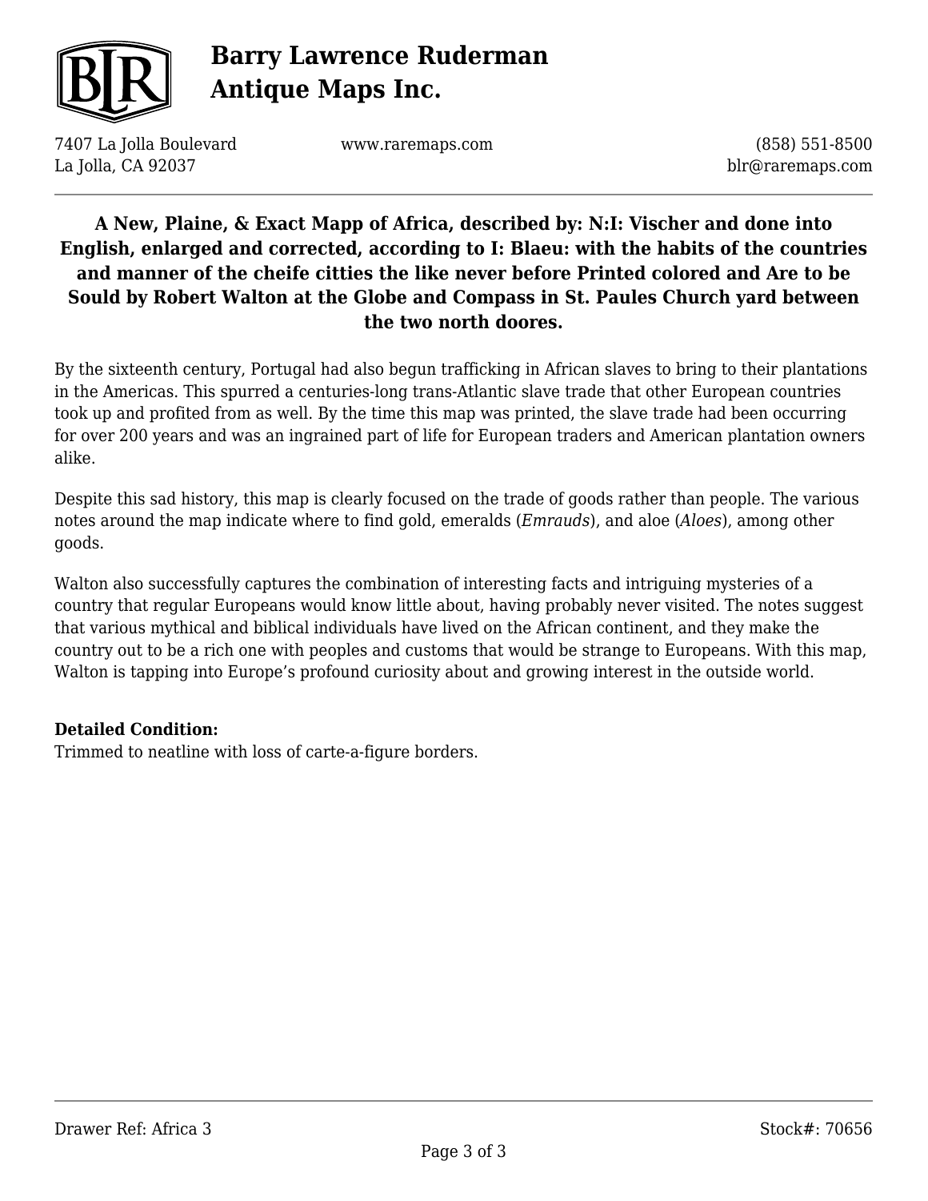## A New, Plaine, & Exact Mapp of Africa, described by: N:I: Vischer and done into English, enlarged and corrected, according to I: Blaeu: with the habits of the countries and manner of the cheife citties the like never before Printed colored and Are to be Sould by Robert Walton at the Globe and Compass in St. Paules Church yard between the two north doores.

By the sixteenth century, Portugal had also begun trafficking in African slaves to bring to their plantations in the Americas. This spurred a centuries-long trans-Atlantic slave trade that other European countries took up and profited from as well. By the time this map was printed, the slave trade had been occurring for over 200 years and was an ingrained part of life for European traders and American plantation owners alike.

Despite this sad history, this map is clearly focused on the trade of goods rather than people. The various notes around the map indicate where to find gold, emeralds (*Emrauds*), and aloe (*Aloes*), among other goods.

Walton also successfully captures the combination of interesting facts and intriguing mysteries of a country that regular Europeans would know little about, having probably never visited. The notes suggest that various mythical and biblical individuals have lived on the African continent, and they make the country out to be a rich one with peoples and customs that would be strange to Europeans. With this map, Walton is tapping into Europe's profound curiosity about and growing interest in the outside world.

**Detailed Condition:**
Trimmed to neatline with loss of carte-a-figure borders.